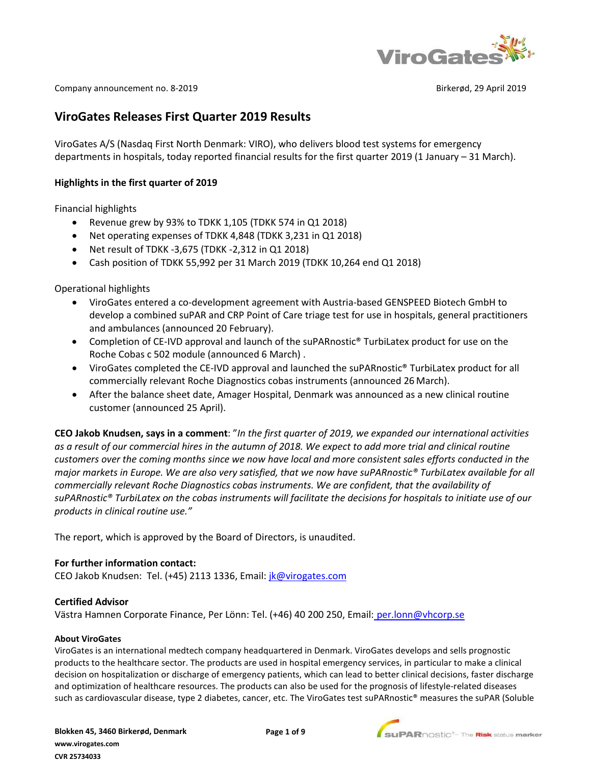Company announcement no. 8-2019

Birkerød, 29 April 2019

# ViroGates Releases First Quarter 2019 Results

ViroGates A/S (Nasdaq First North Denmark: VIRO), who delivers blood test systems for emergency departments in hospitals, today reported financial results for the first quarter 2019 (1 January – 31 March).

### Highlights in the first quarter of 2019

Financial highlights

- Revenue grew by 93% to TDKK 1,105 (TDKK 574 in Q1 2018)
- Net operating expenses of TDKK 4,848 (TDKK 3,231 in Q1 2018)
- Net result of TDKK -3,675 (TDKK -2,312 in Q1 2018)
- Cash position of TDKK 55,992 per 31 March 2019 (TDKK 10,264 end Q1 2018)

Operational highlights

- ViroGates entered a co-development agreement with Austria-based GENSPEED Biotech GmbH to develop a combined suPAR and CRP Point of Care triage test for use in hospitals, general practitioners and ambulances (announced 20 February).
- Completion of CE-IVD approval and launch of the suPARnostic® TurbiLatex product for use on the Roche Cobas c 502 module (announced 6 March) .
- ViroGates completed the CE-IVD approval and launched the suPARnostic® TurbiLatex product for all commercially relevant Roche Diagnostics cobas instruments (announced 26 March).
- After the balance sheet date, Amager Hospital, Denmark was announced as a new clinical routine customer (announced 25 April).

**CEO Jakob Knudsen, says in a comment**: "*In the first quarter of 2019, we expanded our international activities as a result of our commercial hires in the autumn of 2018. We expect to add more trial and clinical routine customers over the coming months since we now have local and more consistent sales efforts conducted in the major markets in Europe. We are also very satisfied, that we now have suPARnostic® TurbiLatex available for all commercially relevant Roche Diagnostics cobas instruments. We are confident, that the availability of suPARnostic® TurbiLatex on the cobas instruments will facilitate the decisions for hospitals to initiate use of our products in clinical routine use.*"

The report, which is approved by the Board of Directors, is unaudited.

**For further information contact:**
CEO Jakob Knudsen: Tel. (+45) 2113 1336, Email: jk@virogates.com

**Certified Advisor**
Västra Hamnen Corporate Finance, Per Lönn: Tel. (+46) 40 200 250, Email: per.lonn@vhcorp.se

**About ViroGates**
ViroGates is an international medtech company headquartered in Denmark. ViroGates develops and sells prognostic products to the healthcare sector. The products are used in hospital emergency services, in particular to make a clinical decision on hospitalization or discharge of emergency patients, which can lead to better clinical decisions, faster discharge and optimization of healthcare resources. The products can also be used for the prognosis of lifestyle-related diseases such as cardiovascular disease, type 2 diabetes, cancer, etc. The ViroGates test suPARnostic® measures the suPAR (Soluble

Blokken 45, 3460 Birkerød, Denmark
www.virogates.com
CVR 25734033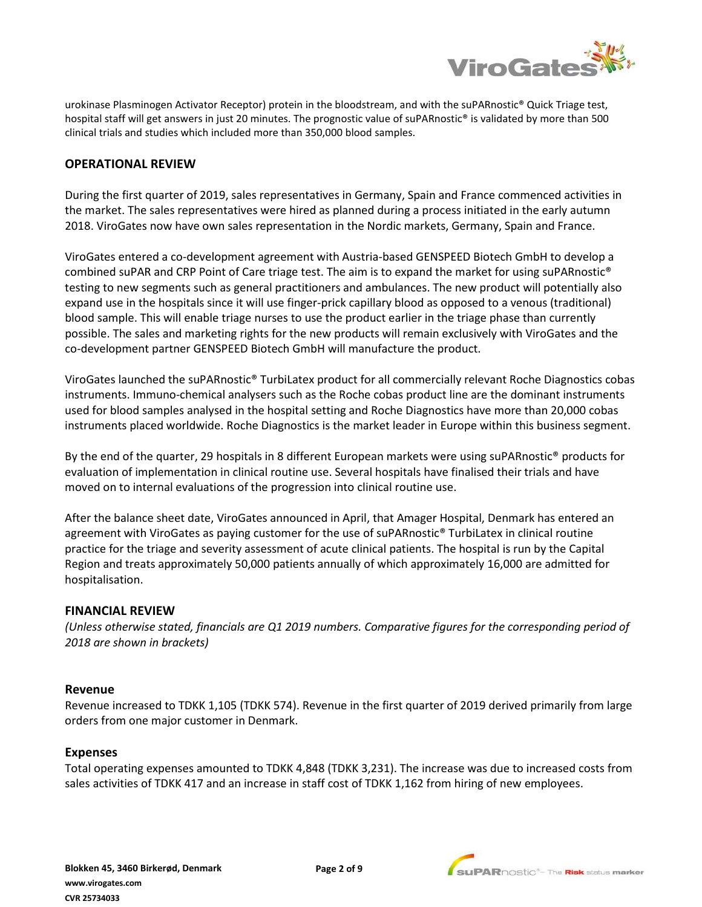urokinase Plasminogen Activator Receptor) protein in the bloodstream, and with the suPARnostic® Quick Triage test, hospital staff will get answers in just 20 minutes. The prognostic value of suPARnostic® is validated by more than 500 clinical trials and studies which included more than 350,000 blood samples.

## OPERATIONAL REVIEW

During the first quarter of 2019, sales representatives in Germany, Spain and France commenced activities in the market. The sales representatives were hired as planned during a process initiated in the early autumn 2018. ViroGates now have own sales representation in the Nordic markets, Germany, Spain and France.

ViroGates entered a co-development agreement with Austria-based GENSPEED Biotech GmbH to develop a combined suPAR and CRP Point of Care triage test. The aim is to expand the market for using suPARnostic® testing to new segments such as general practitioners and ambulances. The new product will potentially also expand use in the hospitals since it will use finger-prick capillary blood as opposed to a venous (traditional) blood sample. This will enable triage nurses to use the product earlier in the triage phase than currently possible. The sales and marketing rights for the new products will remain exclusively with ViroGates and the co-development partner GENSPEED Biotech GmbH will manufacture the product.

ViroGates launched the suPARnostic® TurbiLatex product for all commercially relevant Roche Diagnostics cobas instruments. Immuno-chemical analysers such as the Roche cobas product line are the dominant instruments used for blood samples analysed in the hospital setting and Roche Diagnostics have more than 20,000 cobas instruments placed worldwide. Roche Diagnostics is the market leader in Europe within this business segment.

By the end of the quarter, 29 hospitals in 8 different European markets were using suPARnostic® products for evaluation of implementation in clinical routine use. Several hospitals have finalised their trials and have moved on to internal evaluations of the progression into clinical routine use.

After the balance sheet date, ViroGates announced in April, that Amager Hospital, Denmark has entered an agreement with ViroGates as paying customer for the use of suPARnostic® TurbiLatex in clinical routine practice for the triage and severity assessment of acute clinical patients. The hospital is run by the Capital Region and treats approximately 50,000 patients annually of which approximately 16,000 are admitted for hospitalisation.

## FINANCIAL REVIEW

*(Unless otherwise stated, financials are Q1 2019 numbers. Comparative figures for the corresponding period of 2018 are shown in brackets)*

### Revenue

Revenue increased to TDKK 1,105 (TDKK 574). Revenue in the first quarter of 2019 derived primarily from large orders from one major customer in Denmark.

### Expenses

Total operating expenses amounted to TDKK 4,848 (TDKK 3,231). The increase was due to increased costs from sales activities of TDKK 417 and an increase in staff cost of TDKK 1,162 from hiring of new employees.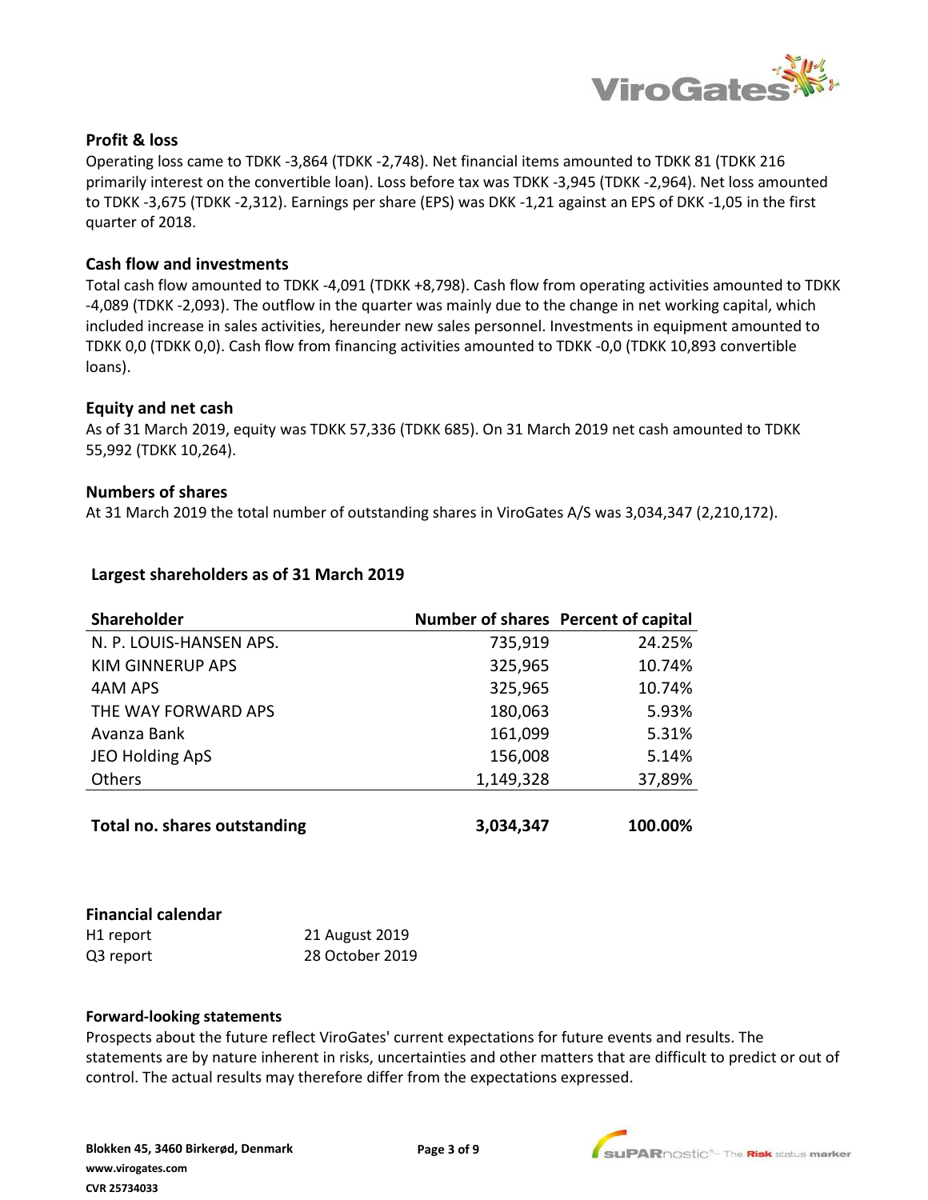### Profit & loss

Operating loss came to TDKK -3,864 (TDKK -2,748). Net financial items amounted to TDKK 81 (TDKK 216 primarily interest on the convertible loan). Loss before tax was TDKK -3,945 (TDKK -2,964). Net loss amounted to TDKK -3,675 (TDKK -2,312). Earnings per share (EPS) was DKK -1,21 against an EPS of DKK -1,05 in the first quarter of 2018.

### Cash flow and investments

Total cash flow amounted to TDKK -4,091 (TDKK +8,798). Cash flow from operating activities amounted to TDKK -4,089 (TDKK -2,093). The outflow in the quarter was mainly due to the change in net working capital, which included increase in sales activities, hereunder new sales personnel. Investments in equipment amounted to TDKK 0,0 (TDKK 0,0). Cash flow from financing activities amounted to TDKK -0,0 (TDKK 10,893 convertible loans).

### Equity and net cash

As of 31 March 2019, equity was TDKK 57,336 (TDKK 685). On 31 March 2019 net cash amounted to TDKK 55,992 (TDKK 10,264).

### Numbers of shares

At 31 March 2019 the total number of outstanding shares in ViroGates A/S was 3,034,347 (2,210,172).

### Largest shareholders as of 31 March 2019

| Shareholder | Number of shares | Percent of capital |
|---|---|---|
| N. P. LOUIS-HANSEN APS. | 735,919 | 24.25% |
| KIM GINNERUP APS | 325,965 | 10.74% |
| 4AM APS | 325,965 | 10.74% |
| THE WAY FORWARD APS | 180,063 | 5.93% |
| Avanza Bank | 161,099 | 5.31% |
| JEO Holding ApS | 156,008 | 5.14% |
| Others | 1,149,328 | 37,89% |
| **Total no. shares outstanding** | **3,034,347** | **100.00%** |

### Financial calendar

| | |
|---|---|
| H1 report | 21 August 2019 |
| Q3 report | 28 October 2019 |

### Forward-looking statements

Prospects about the future reflect ViroGates' current expectations for future events and results. The statements are by nature inherent in risks, uncertainties and other matters that are difficult to predict or out of control. The actual results may therefore differ from the expectations expressed.

**Blokken 45, 3460 Birkerød, Denmark**
**www.virogates.com**
**CVR 25734033**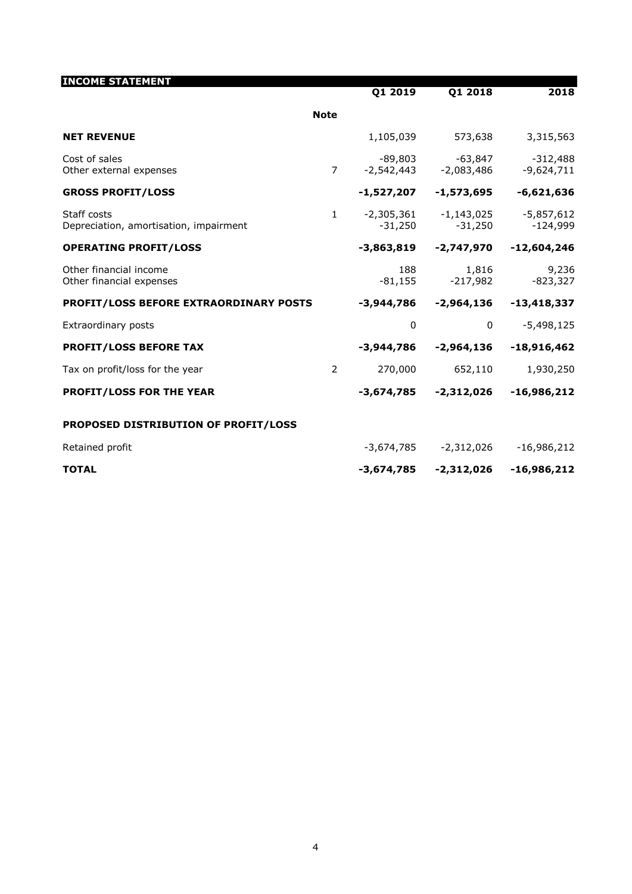## INCOME STATEMENT

| | Note | Q1 2019 | Q1 2018 | 2018 |
|---|---|---|---|---|
| **NET REVENUE** | | 1,105,039 | 573,638 | 3,315,563 |
| Cost of sales | | -89,803 | -63,847 | -312,488 |
| Other external expenses | 7 | -2,542,443 | -2,083,486 | -9,624,711 |
| **GROSS PROFIT/LOSS** | | **-1,527,207** | **-1,573,695** | **-6,621,636** |
| Staff costs | 1 | -2,305,361 | -1,143,025 | -5,857,612 |
| Depreciation, amortisation, impairment | | -31,250 | -31,250 | -124,999 |
| **OPERATING PROFIT/LOSS** | | **-3,863,819** | **-2,747,970** | **-12,604,246** |
| Other financial income | | 188 | 1,816 | 9,236 |
| Other financial expenses | | -81,155 | -217,982 | -823,327 |
| **PROFIT/LOSS BEFORE EXTRAORDINARY POSTS** | | **-3,944,786** | **-2,964,136** | **-13,418,337** |
| Extraordinary posts | | 0 | 0 | -5,498,125 |
| **PROFIT/LOSS BEFORE TAX** | | **-3,944,786** | **-2,964,136** | **-18,916,462** |
| Tax on profit/loss for the year | 2 | 270,000 | 652,110 | 1,930,250 |
| **PROFIT/LOSS FOR THE YEAR** | | **-3,674,785** | **-2,312,026** | **-16,986,212** |
| | | | | |
| **PROPOSED DISTRIBUTION OF PROFIT/LOSS** | | | | |
| Retained profit | | -3,674,785 | -2,312,026 | -16,986,212 |
| **TOTAL** | | **-3,674,785** | **-2,312,026** | **-16,986,212** |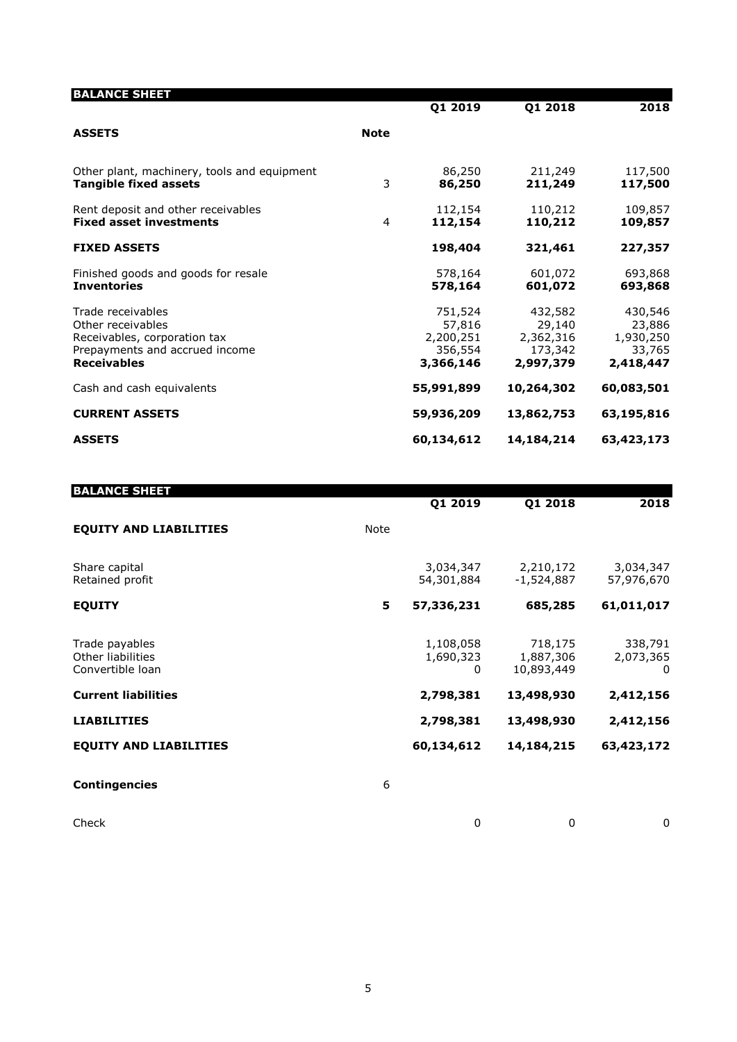## BALANCE SHEET

| | | Q1 2019 | Q1 2018 | 2018 |
|---|---|---|---|---|
| **ASSETS** | **Note** | | | |
| Other plant, machinery, tools and equipment | | 86,250 | 211,249 | 117,500 |
| **Tangible fixed assets** | 3 | **86,250** | **211,249** | **117,500** |
| Rent deposit and other receivables | | 112,154 | 110,212 | 109,857 |
| **Fixed asset investments** | 4 | **112,154** | **110,212** | **109,857** |
| **FIXED ASSETS** | | **198,404** | **321,461** | **227,357** |
| Finished goods and goods for resale | | 578,164 | 601,072 | 693,868 |
| **Inventories** | | **578,164** | **601,072** | **693,868** |
| Trade receivables | | 751,524 | 432,582 | 430,546 |
| Other receivables | | 57,816 | 29,140 | 23,886 |
| Receivables, corporation tax | | 2,200,251 | 2,362,316 | 1,930,250 |
| Prepayments and accrued income | | 356,554 | 173,342 | 33,765 |
| **Receivables** | | **3,366,146** | **2,997,379** | **2,418,447** |
| Cash and cash equivalents | | **55,991,899** | **10,264,302** | **60,083,501** |
| **CURRENT ASSETS** | | **59,936,209** | **13,862,753** | **63,195,816** |
| **ASSETS** | | **60,134,612** | **14,184,214** | **63,423,173** |

## BALANCE SHEET

| | | Q1 2019 | Q1 2018 | 2018 |
|---|---|---|---|---|
| **EQUITY AND LIABILITIES** | Note | | | |
| Share capital | | 3,034,347 | 2,210,172 | 3,034,347 |
| Retained profit | | 54,301,884 | -1,524,887 | 57,976,670 |
| **EQUITY** | **5** | **57,336,231** | **685,285** | **61,011,017** |
| Trade payables | | 1,108,058 | 718,175 | 338,791 |
| Other liabilities | | 1,690,323 | 1,887,306 | 2,073,365 |
| Convertible loan | | 0 | 10,893,449 | 0 |
| **Current liabilities** | | **2,798,381** | **13,498,930** | **2,412,156** |
| **LIABILITIES** | | **2,798,381** | **13,498,930** | **2,412,156** |
| **EQUITY AND LIABILITIES** | | **60,134,612** | **14,184,215** | **63,423,172** |
| **Contingencies** | 6 | | | |
| Check | | 0 | 0 | 0 |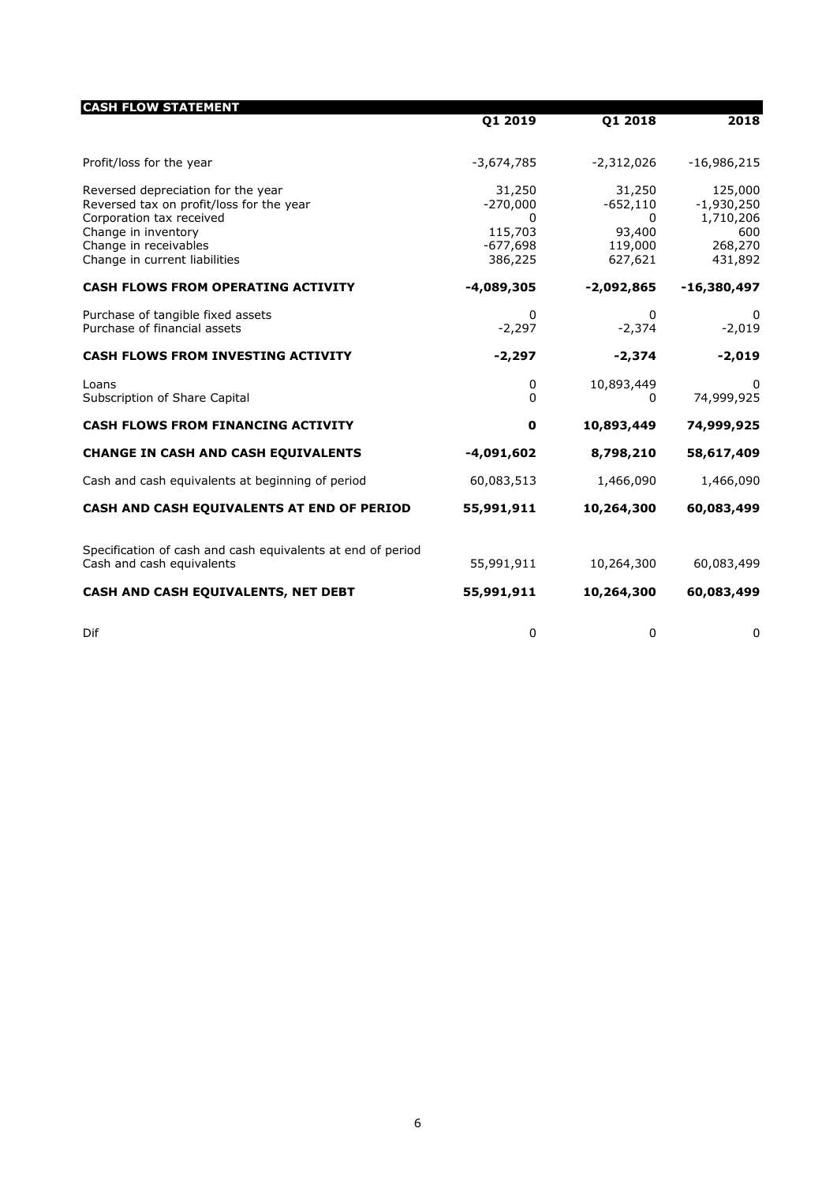| CASH FLOW STATEMENT | Q1 2019 | Q1 2018 | 2018 |
|---|---|---|---|
| Profit/loss for the year | -3,674,785 | -2,312,026 | -16,986,215 |
| Reversed depreciation for the year | 31,250 | 31,250 | 125,000 |
| Reversed tax on profit/loss for the year | -270,000 | -652,110 | -1,930,250 |
| Corporation tax received | 0 | 0 | 1,710,206 |
| Change in inventory | 115,703 | 93,400 | 600 |
| Change in receivables | -677,698 | 119,000 | 268,270 |
| Change in current liabilities | 386,225 | 627,621 | 431,892 |
| **CASH FLOWS FROM OPERATING ACTIVITY** | **-4,089,305** | **-2,092,865** | **-16,380,497** |
| Purchase of tangible fixed assets | 0 | 0 | 0 |
| Purchase of financial assets | -2,297 | -2,374 | -2,019 |
| **CASH FLOWS FROM INVESTING ACTIVITY** | **-2,297** | **-2,374** | **-2,019** |
| Loans | 0 | 10,893,449 | 0 |
| Subscription of Share Capital | 0 | 0 | 74,999,925 |
| **CASH FLOWS FROM FINANCING ACTIVITY** | **0** | **10,893,449** | **74,999,925** |
| **CHANGE IN CASH AND CASH EQUIVALENTS** | **-4,091,602** | **8,798,210** | **58,617,409** |
| Cash and cash equivalents at beginning of period | 60,083,513 | 1,466,090 | 1,466,090 |
| **CASH AND CASH EQUIVALENTS AT END OF PERIOD** | **55,991,911** | **10,264,300** | **60,083,499** |
| Specification of cash and cash equivalents at end of period | | | |
| Cash and cash equivalents | 55,991,911 | 10,264,300 | 60,083,499 |
| **CASH AND CASH EQUIVALENTS, NET DEBT** | **55,991,911** | **10,264,300** | **60,083,499** |
| Dif | 0 | 0 | 0 |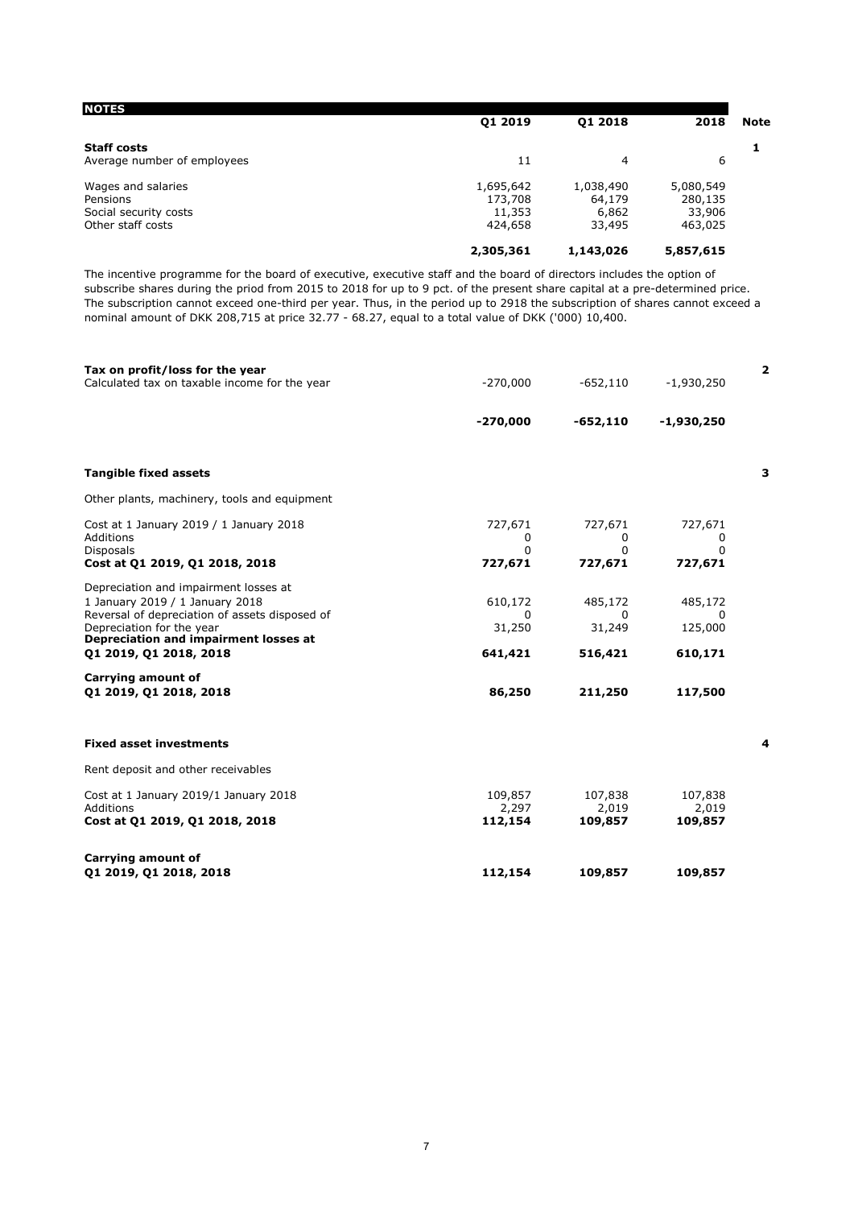## NOTES

| | Q1 2019 | Q1 2018 | 2018 | Note |
|---|---|---|---|---|
| **Staff costs** | | | | 1 |
| Average number of employees | 11 | 4 | 6 | |
| Wages and salaries | 1,695,642 | 1,038,490 | 5,080,549 | |
| Pensions | 173,708 | 64,179 | 280,135 | |
| Social security costs | 11,353 | 6,862 | 33,906 | |
| Other staff costs | 424,658 | 33,495 | 463,025 | |
| | **2,305,361** | **1,143,026** | **5,857,615** | |

The incentive programme for the board of executive, executive staff and the board of directors includes the option of subscribe shares during the priod from 2015 to 2018 for up to 9 pct. of the present share capital at a pre-determined price. The subscription cannot exceed one-third per year. Thus, in the period up to 2918 the subscription of shares cannot exceed a nominal amount of DKK 208,715 at price 32.77 - 68.27, equal to a total value of DKK ('000) 10,400.

| | Q1 2019 | Q1 2018 | 2018 | Note |
|---|---|---|---|---|
| **Tax on profit/loss for the year** | | | | 2 |
| Calculated tax on taxable income for the year | -270,000 | -652,110 | -1,930,250 | |
| | **-270,000** | **-652,110** | **-1,930,250** | |

| | Q1 2019 | Q1 2018 | 2018 | Note |
|---|---|---|---|---|
| **Tangible fixed assets** | | | | 3 |
| Other plants, machinery, tools and equipment | | | | |
| Cost at 1 January 2019 / 1 January 2018 | 727,671 | 727,671 | 727,671 | |
| Additions | 0 | 0 | 0 | |
| Disposals | 0 | 0 | 0 | |
| **Cost at Q1 2019, Q1 2018, 2018** | **727,671** | **727,671** | **727,671** | |
| Depreciation and impairment losses at 1 January 2019 / 1 January 2018 | 610,172 | 485,172 | 485,172 | |
| Reversal of depreciation of assets disposed of | 0 | 0 | 0 | |
| Depreciation for the year | 31,250 | 31,249 | 125,000 | |
| **Depreciation and impairment losses at Q1 2019, Q1 2018, 2018** | **641,421** | **516,421** | **610,171** | |
| **Carrying amount of Q1 2019, Q1 2018, 2018** | **86,250** | **211,250** | **117,500** | |

| | Q1 2019 | Q1 2018 | 2018 | Note |
|---|---|---|---|---|
| **Fixed asset investments** | | | | 4 |
| Rent deposit and other receivables | | | | |
| Cost at 1 January 2019/1 January 2018 | 109,857 | 107,838 | 107,838 | |
| Additions | 2,297 | 2,019 | 2,019 | |
| **Cost at Q1 2019, Q1 2018, 2018** | **112,154** | **109,857** | **109,857** | |
| **Carrying amount of Q1 2019, Q1 2018, 2018** | **112,154** | **109,857** | **109,857** | |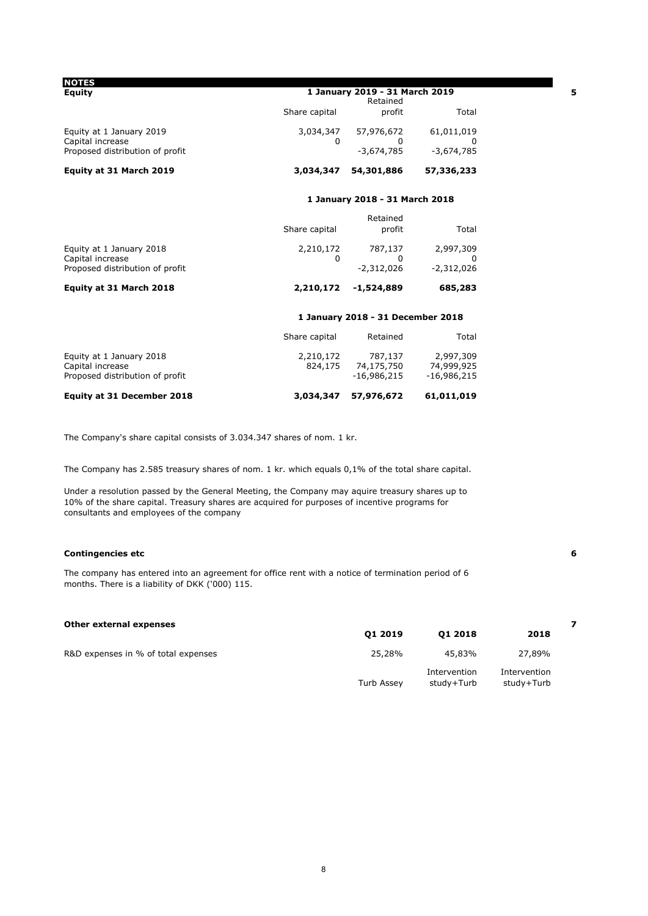# NOTES

## Equity

**5**

| | 1 January 2019 - 31 March 2019 | | |
|---|---|---|---|
| | Share capital | Retained profit | Total |
| Equity at 1 January 2019 | 3,034,347 | 57,976,672 | 61,011,019 |
| Capital increase | 0 | 0 | 0 |
| Proposed distribution of profit | | -3,674,785 | -3,674,785 |
| **Equity at 31 March 2019** | **3,034,347** | **54,301,886** | **57,336,233** |

| | 1 January 2018 - 31 March 2018 | | |
|---|---|---|---|
| | Share capital | Retained profit | Total |
| Equity at 1 January 2018 | 2,210,172 | 787,137 | 2,997,309 |
| Capital increase | 0 | 0 | 0 |
| Proposed distribution of profit | | -2,312,026 | -2,312,026 |
| **Equity at 31 March 2018** | **2,210,172** | **-1,524,889** | **685,283** |

| | 1 January 2018 - 31 December 2018 | | |
|---|---|---|---|
| | Share capital | Retained | Total |
| Equity at 1 January 2018 | 2,210,172 | 787,137 | 2,997,309 |
| Capital increase | 824,175 | 74,175,750 | 74,999,925 |
| Proposed distribution of profit | | -16,986,215 | -16,986,215 |
| **Equity at 31 December 2018** | **3,034,347** | **57,976,672** | **61,011,019** |

The Company's share capital consists of 3.034.347 shares of nom. 1 kr.

The Company has 2.585 treasury shares of nom. 1 kr. which equals 0,1% of the total share capital.

Under a resolution passed by the General Meeting, the Company may aquire treasury shares up to 10% of the share capital. Treasury shares are acquired for purposes of incentive programs for consultants and employees of the company

## Contingencies etc

**6**

The company has entered into an agreement for office rent with a notice of termination period of 6 months. There is a liability of DKK ('000) 115.

## Other external expenses

**7**

| | Q1 2019 | Q1 2018 | 2018 |
|---|---|---|---|
| R&D expenses in % of total expenses | 25,28% | 45,83% | 27,89% |
| | Turb Assey | Intervention study+Turb | Intervention study+Turb |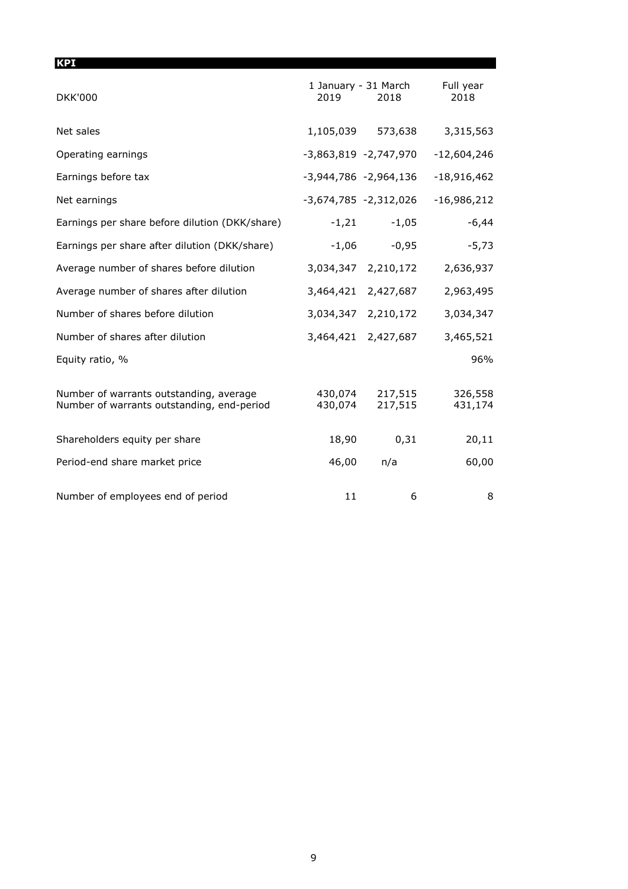**KPI**

| DKK'000 | 1 January - 31 March 2019 | 2018 | Full year 2018 |
|---|---|---|---|
| Net sales | 1,105,039 | 573,638 | 3,315,563 |
| Operating earnings | -3,863,819 | -2,747,970 | -12,604,246 |
| Earnings before tax | -3,944,786 | -2,964,136 | -18,916,462 |
| Net earnings | -3,674,785 | -2,312,026 | -16,986,212 |
| Earnings per share before dilution (DKK/share) | -1,21 | -1,05 | -6,44 |
| Earnings per share after dilution (DKK/share) | -1,06 | -0,95 | -5,73 |
| Average number of shares before dilution | 3,034,347 | 2,210,172 | 2,636,937 |
| Average number of shares after dilution | 3,464,421 | 2,427,687 | 2,963,495 |
| Number of shares before dilution | 3,034,347 | 2,210,172 | 3,034,347 |
| Number of shares after dilution | 3,464,421 | 2,427,687 | 3,465,521 |
| Equity ratio, % | | | 96% |
| Number of warrants outstanding, average | 430,074 | 217,515 | 326,558 |
| Number of warrants outstanding, end-period | 430,074 | 217,515 | 431,174 |
| Shareholders equity per share | 18,90 | 0,31 | 20,11 |
| Period-end share market price | 46,00 | n/a | 60,00 |
| Number of employees end of period | 11 | 6 | 8 |